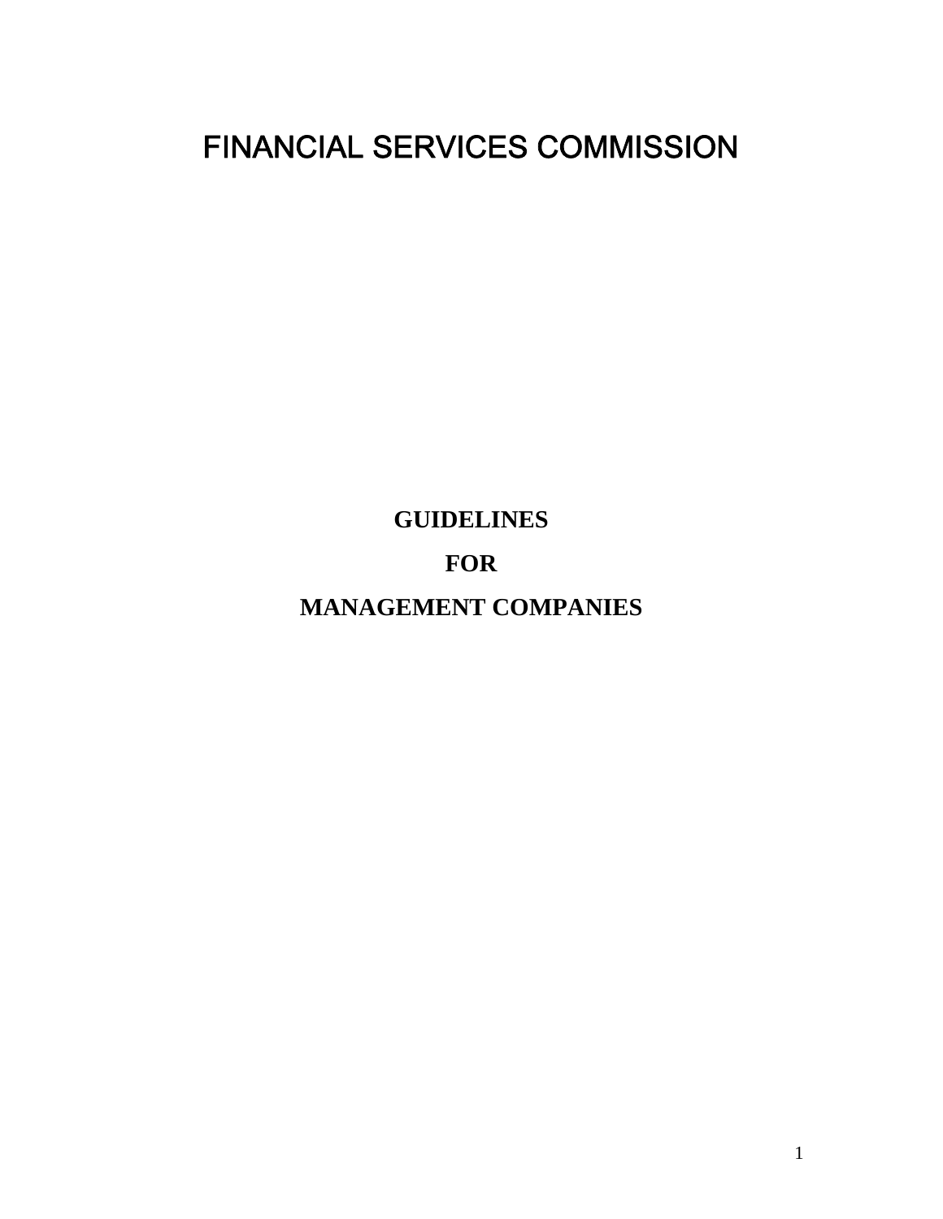# FINANCIAL SERVICES COMMISSION

**GUIDELINES**

**FOR**

**MANAGEMENT COMPANIES**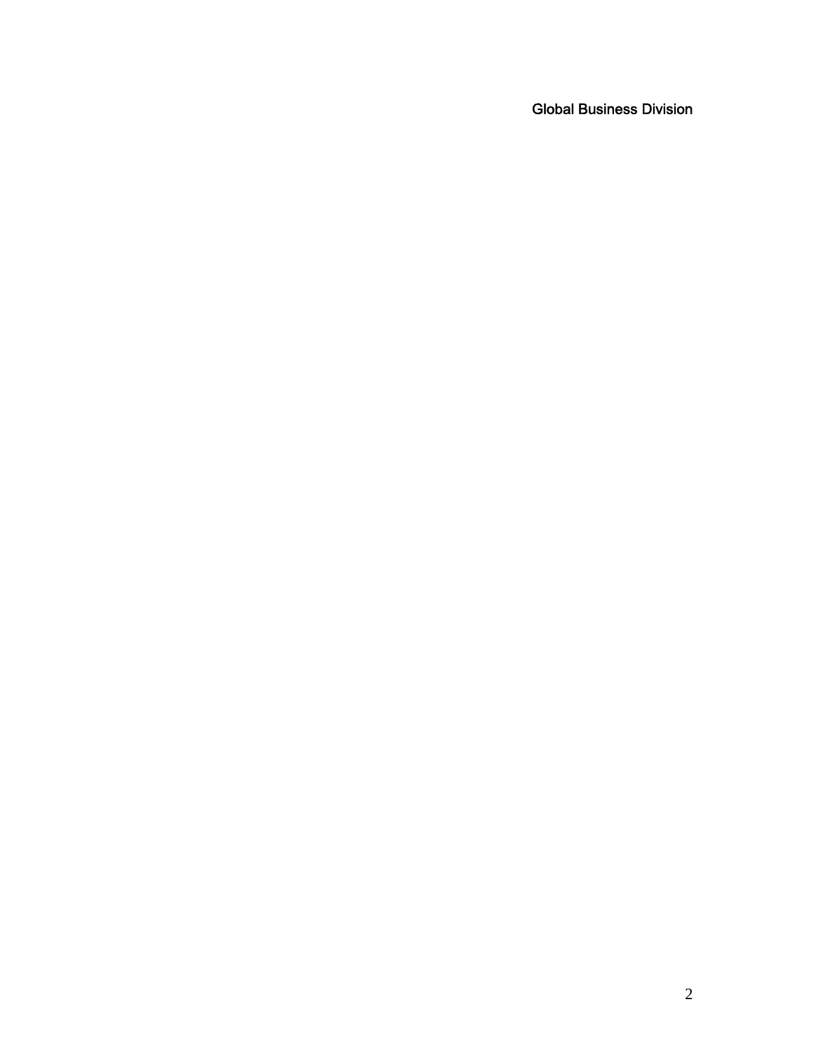Global Business Division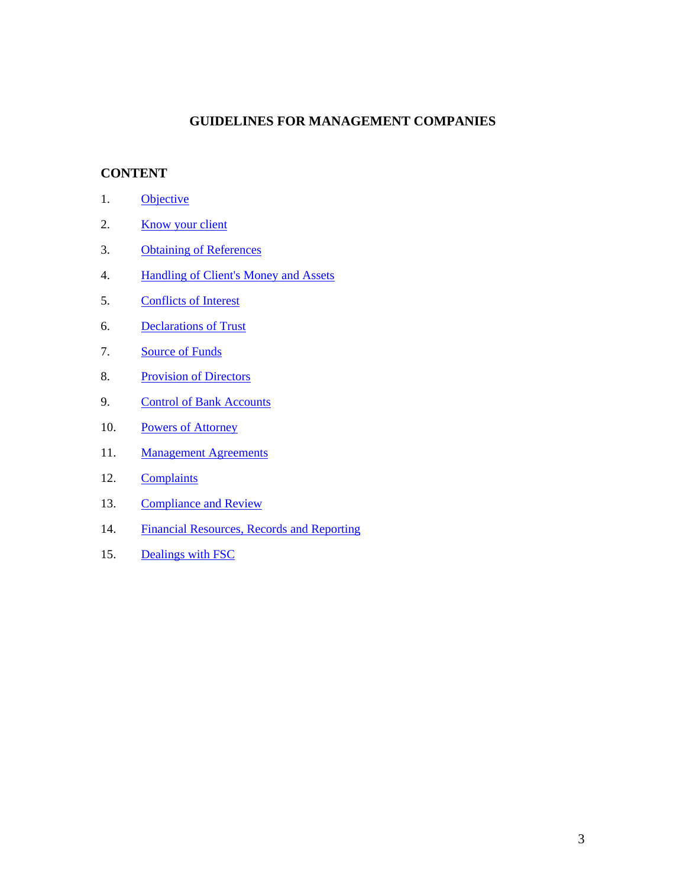# GUIDELINES FOR MANAGEMENT COMPANIES

## CONTENT

1. Objective
2. Know your client
3. Obtaining of References
4. Handling of Client's Money and Assets
5. Conflicts of Interest
6. Declarations of Trust
7. Source of Funds
8. Provision of Directors
9. Control of Bank Accounts
10. Powers of Attorney
11. Management Agreements
12. Complaints
13. Compliance and Review
14. Financial Resources, Records and Reporting
15. Dealings with FSC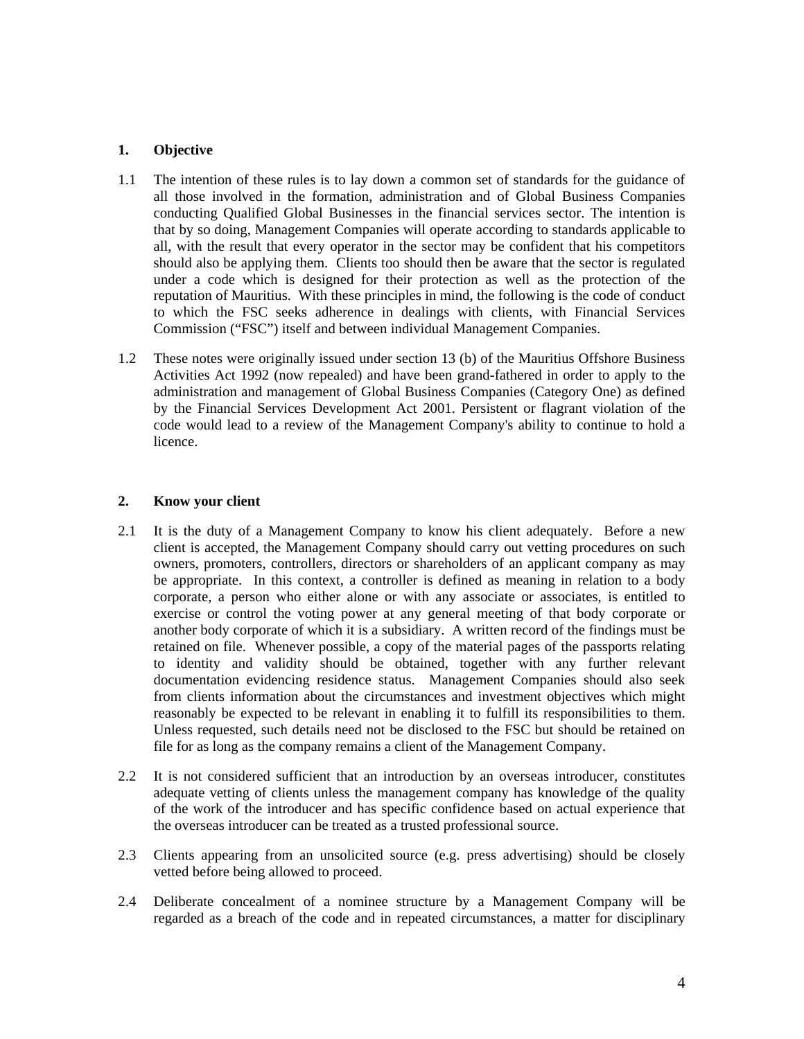## 1. Objective

1.1 The intention of these rules is to lay down a common set of standards for the guidance of all those involved in the formation, administration and of Global Business Companies conducting Qualified Global Businesses in the financial services sector. The intention is that by so doing, Management Companies will operate according to standards applicable to all, with the result that every operator in the sector may be confident that his competitors should also be applying them. Clients too should then be aware that the sector is regulated under a code which is designed for their protection as well as the protection of the reputation of Mauritius. With these principles in mind, the following is the code of conduct to which the FSC seeks adherence in dealings with clients, with Financial Services Commission ("FSC") itself and between individual Management Companies.

1.2 These notes were originally issued under section 13 (b) of the Mauritius Offshore Business Activities Act 1992 (now repealed) and have been grand-fathered in order to apply to the administration and management of Global Business Companies (Category One) as defined by the Financial Services Development Act 2001. Persistent or flagrant violation of the code would lead to a review of the Management Company's ability to continue to hold a licence.

## 2. Know your client

2.1 It is the duty of a Management Company to know his client adequately. Before a new client is accepted, the Management Company should carry out vetting procedures on such owners, promoters, controllers, directors or shareholders of an applicant company as may be appropriate. In this context, a controller is defined as meaning in relation to a body corporate, a person who either alone or with any associate or associates, is entitled to exercise or control the voting power at any general meeting of that body corporate or another body corporate of which it is a subsidiary. A written record of the findings must be retained on file. Whenever possible, a copy of the material pages of the passports relating to identity and validity should be obtained, together with any further relevant documentation evidencing residence status. Management Companies should also seek from clients information about the circumstances and investment objectives which might reasonably be expected to be relevant in enabling it to fulfill its responsibilities to them. Unless requested, such details need not be disclosed to the FSC but should be retained on file for as long as the company remains a client of the Management Company.

2.2 It is not considered sufficient that an introduction by an overseas introducer, constitutes adequate vetting of clients unless the management company has knowledge of the quality of the work of the introducer and has specific confidence based on actual experience that the overseas introducer can be treated as a trusted professional source.

2.3 Clients appearing from an unsolicited source (e.g. press advertising) should be closely vetted before being allowed to proceed.

2.4 Deliberate concealment of a nominee structure by a Management Company will be regarded as a breach of the code and in repeated circumstances, a matter for disciplinary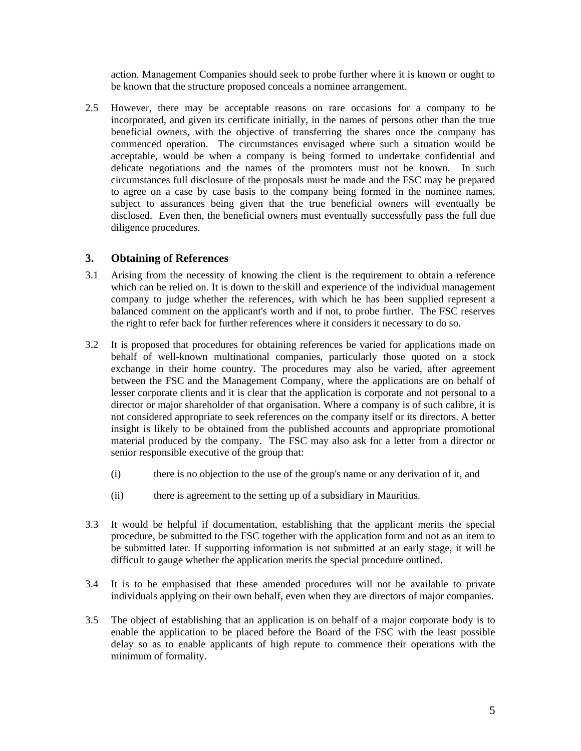action. Management Companies should seek to probe further where it is known or ought to be known that the structure proposed conceals a nominee arrangement.

2.5 However, there may be acceptable reasons on rare occasions for a company to be incorporated, and given its certificate initially, in the names of persons other than the true beneficial owners, with the objective of transferring the shares once the company has commenced operation. The circumstances envisaged where such a situation would be acceptable, would be when a company is being formed to undertake confidential and delicate negotiations and the names of the promoters must not be known. In such circumstances full disclosure of the proposals must be made and the FSC may be prepared to agree on a case by case basis to the company being formed in the nominee names, subject to assurances being given that the true beneficial owners will eventually be disclosed. Even then, the beneficial owners must eventually successfully pass the full due diligence procedures.

## 3. Obtaining of References

3.1 Arising from the necessity of knowing the client is the requirement to obtain a reference which can be relied on. It is down to the skill and experience of the individual management company to judge whether the references, with which he has been supplied represent a balanced comment on the applicant's worth and if not, to probe further. The FSC reserves the right to refer back for further references where it considers it necessary to do so.

3.2 It is proposed that procedures for obtaining references be varied for applications made on behalf of well-known multinational companies, particularly those quoted on a stock exchange in their home country. The procedures may also be varied, after agreement between the FSC and the Management Company, where the applications are on behalf of lesser corporate clients and it is clear that the application is corporate and not personal to a director or major shareholder of that organisation. Where a company is of such calibre, it is not considered appropriate to seek references on the company itself or its directors. A better insight is likely to be obtained from the published accounts and appropriate promotional material produced by the company. The FSC may also ask for a letter from a director or senior responsible executive of the group that:

   (i) there is no objection to the use of the group's name or any derivation of it, and

   (ii) there is agreement to the setting up of a subsidiary in Mauritius.

3.3 It would be helpful if documentation, establishing that the applicant merits the special procedure, be submitted to the FSC together with the application form and not as an item to be submitted later. If supporting information is not submitted at an early stage, it will be difficult to gauge whether the application merits the special procedure outlined.

3.4 It is to be emphasised that these amended procedures will not be available to private individuals applying on their own behalf, even when they are directors of major companies.

3.5 The object of establishing that an application is on behalf of a major corporate body is to enable the application to be placed before the Board of the FSC with the least possible delay so as to enable applicants of high repute to commence their operations with the minimum of formality.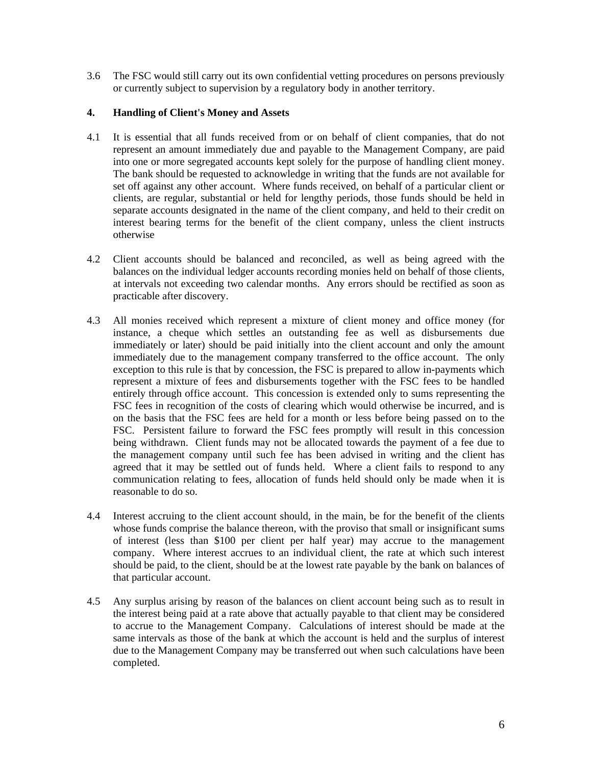3.6 The FSC would still carry out its own confidential vetting procedures on persons previously or currently subject to supervision by a regulatory body in another territory.

## 4. Handling of Client's Money and Assets

4.1 It is essential that all funds received from or on behalf of client companies, that do not represent an amount immediately due and payable to the Management Company, are paid into one or more segregated accounts kept solely for the purpose of handling client money. The bank should be requested to acknowledge in writing that the funds are not available for set off against any other account. Where funds received, on behalf of a particular client or clients, are regular, substantial or held for lengthy periods, those funds should be held in separate accounts designated in the name of the client company, and held to their credit on interest bearing terms for the benefit of the client company, unless the client instructs otherwise

4.2 Client accounts should be balanced and reconciled, as well as being agreed with the balances on the individual ledger accounts recording monies held on behalf of those clients, at intervals not exceeding two calendar months. Any errors should be rectified as soon as practicable after discovery.

4.3 All monies received which represent a mixture of client money and office money (for instance, a cheque which settles an outstanding fee as well as disbursements due immediately or later) should be paid initially into the client account and only the amount immediately due to the management company transferred to the office account. The only exception to this rule is that by concession, the FSC is prepared to allow in-payments which represent a mixture of fees and disbursements together with the FSC fees to be handled entirely through office account. This concession is extended only to sums representing the FSC fees in recognition of the costs of clearing which would otherwise be incurred, and is on the basis that the FSC fees are held for a month or less before being passed on to the FSC. Persistent failure to forward the FSC fees promptly will result in this concession being withdrawn. Client funds may not be allocated towards the payment of a fee due to the management company until such fee has been advised in writing and the client has agreed that it may be settled out of funds held. Where a client fails to respond to any communication relating to fees, allocation of funds held should only be made when it is reasonable to do so.

4.4 Interest accruing to the client account should, in the main, be for the benefit of the clients whose funds comprise the balance thereon, with the proviso that small or insignificant sums of interest (less than $100 per client per half year) may accrue to the management company. Where interest accrues to an individual client, the rate at which such interest should be paid, to the client, should be at the lowest rate payable by the bank on balances of that particular account.

4.5 Any surplus arising by reason of the balances on client account being such as to result in the interest being paid at a rate above that actually payable to that client may be considered to accrue to the Management Company. Calculations of interest should be made at the same intervals as those of the bank at which the account is held and the surplus of interest due to the Management Company may be transferred out when such calculations have been completed.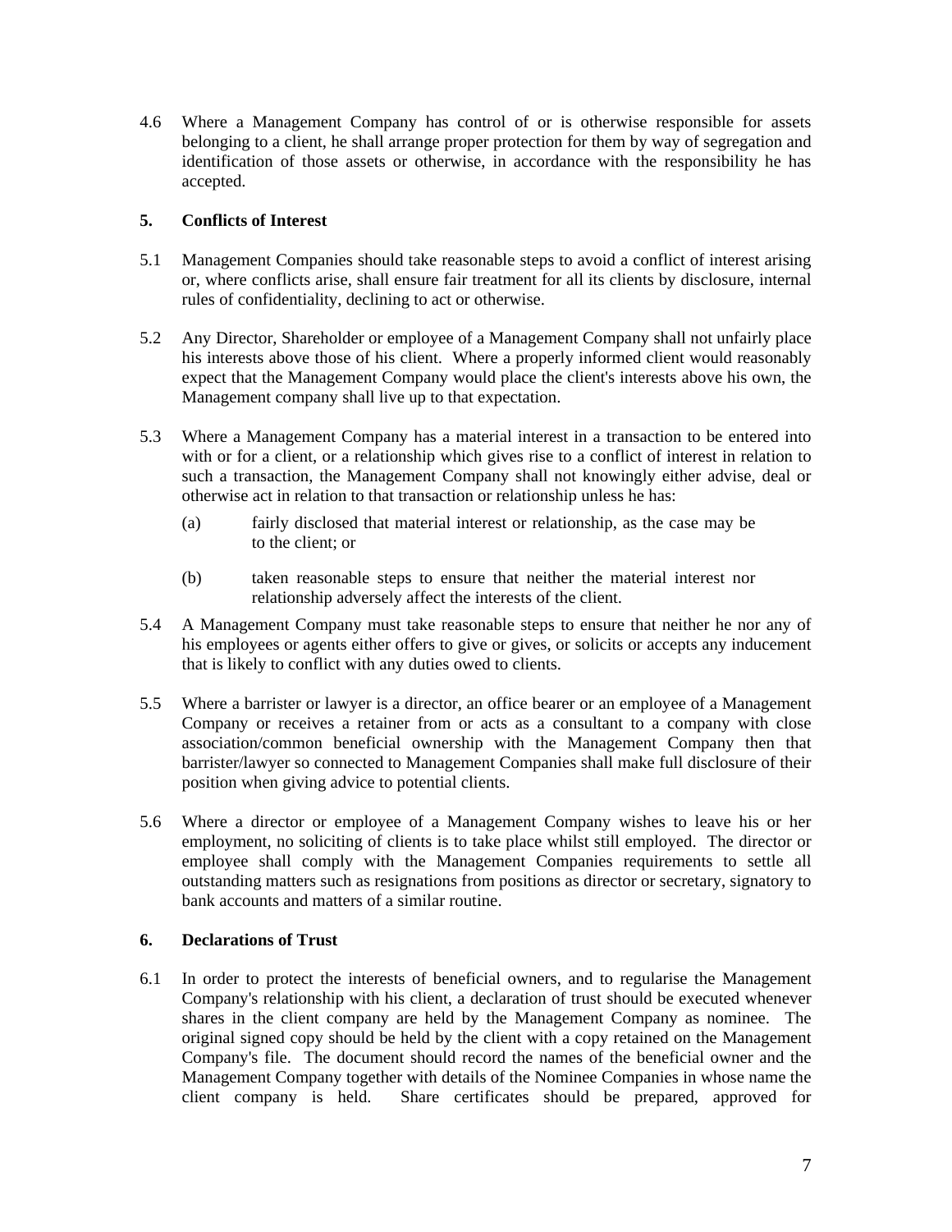4.6 Where a Management Company has control of or is otherwise responsible for assets belonging to a client, he shall arrange proper protection for them by way of segregation and identification of those assets or otherwise, in accordance with the responsibility he has accepted.

## 5. Conflicts of Interest

5.1 Management Companies should take reasonable steps to avoid a conflict of interest arising or, where conflicts arise, shall ensure fair treatment for all its clients by disclosure, internal rules of confidentiality, declining to act or otherwise.

5.2 Any Director, Shareholder or employee of a Management Company shall not unfairly place his interests above those of his client. Where a properly informed client would reasonably expect that the Management Company would place the client's interests above his own, the Management company shall live up to that expectation.

5.3 Where a Management Company has a material interest in a transaction to be entered into with or for a client, or a relationship which gives rise to a conflict of interest in relation to such a transaction, the Management Company shall not knowingly either advise, deal or otherwise act in relation to that transaction or relationship unless he has:

(a) fairly disclosed that material interest or relationship, as the case may be to the client; or

(b) taken reasonable steps to ensure that neither the material interest nor relationship adversely affect the interests of the client.

5.4 A Management Company must take reasonable steps to ensure that neither he nor any of his employees or agents either offers to give or gives, or solicits or accepts any inducement that is likely to conflict with any duties owed to clients.

5.5 Where a barrister or lawyer is a director, an office bearer or an employee of a Management Company or receives a retainer from or acts as a consultant to a company with close association/common beneficial ownership with the Management Company then that barrister/lawyer so connected to Management Companies shall make full disclosure of their position when giving advice to potential clients.

5.6 Where a director or employee of a Management Company wishes to leave his or her employment, no soliciting of clients is to take place whilst still employed. The director or employee shall comply with the Management Companies requirements to settle all outstanding matters such as resignations from positions as director or secretary, signatory to bank accounts and matters of a similar routine.

## 6. Declarations of Trust

6.1 In order to protect the interests of beneficial owners, and to regularise the Management Company's relationship with his client, a declaration of trust should be executed whenever shares in the client company are held by the Management Company as nominee. The original signed copy should be held by the client with a copy retained on the Management Company's file. The document should record the names of the beneficial owner and the Management Company together with details of the Nominee Companies in whose name the client company is held. Share certificates should be prepared, approved for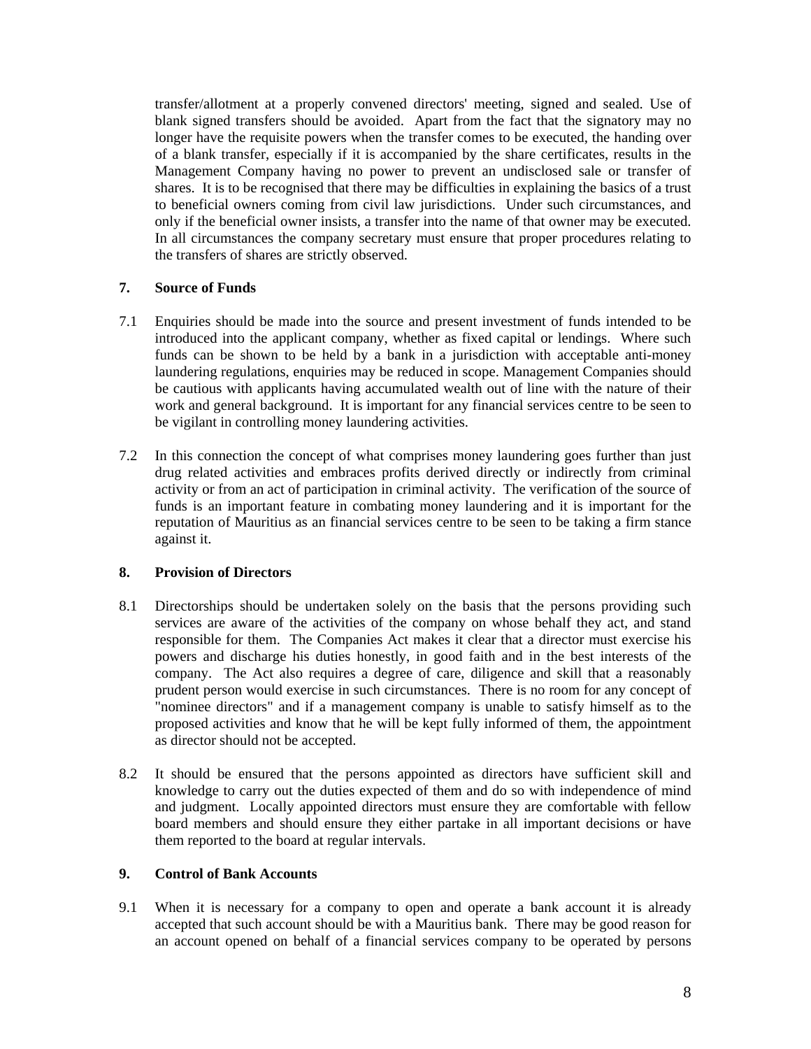transfer/allotment at a properly convened directors' meeting, signed and sealed. Use of blank signed transfers should be avoided. Apart from the fact that the signatory may no longer have the requisite powers when the transfer comes to be executed, the handing over of a blank transfer, especially if it is accompanied by the share certificates, results in the Management Company having no power to prevent an undisclosed sale or transfer of shares. It is to be recognised that there may be difficulties in explaining the basics of a trust to beneficial owners coming from civil law jurisdictions. Under such circumstances, and only if the beneficial owner insists, a transfer into the name of that owner may be executed. In all circumstances the company secretary must ensure that proper procedures relating to the transfers of shares are strictly observed.

## 7. Source of Funds

7.1 Enquiries should be made into the source and present investment of funds intended to be introduced into the applicant company, whether as fixed capital or lendings. Where such funds can be shown to be held by a bank in a jurisdiction with acceptable anti-money laundering regulations, enquiries may be reduced in scope. Management Companies should be cautious with applicants having accumulated wealth out of line with the nature of their work and general background. It is important for any financial services centre to be seen to be vigilant in controlling money laundering activities.

7.2 In this connection the concept of what comprises money laundering goes further than just drug related activities and embraces profits derived directly or indirectly from criminal activity or from an act of participation in criminal activity. The verification of the source of funds is an important feature in combating money laundering and it is important for the reputation of Mauritius as an financial services centre to be seen to be taking a firm stance against it.

## 8. Provision of Directors

8.1 Directorships should be undertaken solely on the basis that the persons providing such services are aware of the activities of the company on whose behalf they act, and stand responsible for them. The Companies Act makes it clear that a director must exercise his powers and discharge his duties honestly, in good faith and in the best interests of the company. The Act also requires a degree of care, diligence and skill that a reasonably prudent person would exercise in such circumstances. There is no room for any concept of "nominee directors" and if a management company is unable to satisfy himself as to the proposed activities and know that he will be kept fully informed of them, the appointment as director should not be accepted.

8.2 It should be ensured that the persons appointed as directors have sufficient skill and knowledge to carry out the duties expected of them and do so with independence of mind and judgment. Locally appointed directors must ensure they are comfortable with fellow board members and should ensure they either partake in all important decisions or have them reported to the board at regular intervals.

## 9. Control of Bank Accounts

9.1 When it is necessary for a company to open and operate a bank account it is already accepted that such account should be with a Mauritius bank. There may be good reason for an account opened on behalf of a financial services company to be operated by persons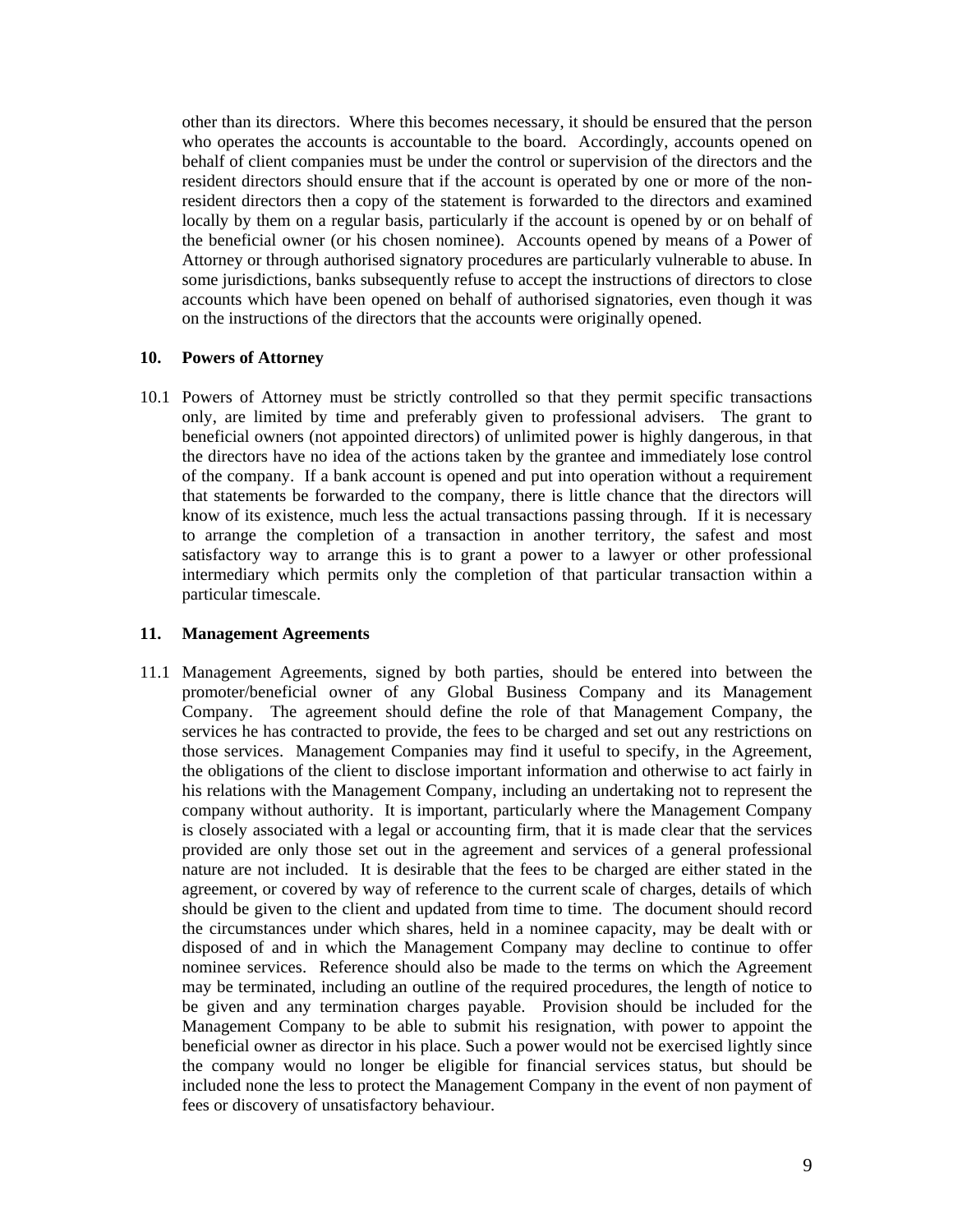other than its directors. Where this becomes necessary, it should be ensured that the person who operates the accounts is accountable to the board. Accordingly, accounts opened on behalf of client companies must be under the control or supervision of the directors and the resident directors should ensure that if the account is operated by one or more of the non-resident directors then a copy of the statement is forwarded to the directors and examined locally by them on a regular basis, particularly if the account is opened by or on behalf of the beneficial owner (or his chosen nominee). Accounts opened by means of a Power of Attorney or through authorised signatory procedures are particularly vulnerable to abuse. In some jurisdictions, banks subsequently refuse to accept the instructions of directors to close accounts which have been opened on behalf of authorised signatories, even though it was on the instructions of the directors that the accounts were originally opened.

## 10. Powers of Attorney

10.1 Powers of Attorney must be strictly controlled so that they permit specific transactions only, are limited by time and preferably given to professional advisers. The grant to beneficial owners (not appointed directors) of unlimited power is highly dangerous, in that the directors have no idea of the actions taken by the grantee and immediately lose control of the company. If a bank account is opened and put into operation without a requirement that statements be forwarded to the company, there is little chance that the directors will know of its existence, much less the actual transactions passing through. If it is necessary to arrange the completion of a transaction in another territory, the safest and most satisfactory way to arrange this is to grant a power to a lawyer or other professional intermediary which permits only the completion of that particular transaction within a particular timescale.

## 11. Management Agreements

11.1 Management Agreements, signed by both parties, should be entered into between the promoter/beneficial owner of any Global Business Company and its Management Company. The agreement should define the role of that Management Company, the services he has contracted to provide, the fees to be charged and set out any restrictions on those services. Management Companies may find it useful to specify, in the Agreement, the obligations of the client to disclose important information and otherwise to act fairly in his relations with the Management Company, including an undertaking not to represent the company without authority. It is important, particularly where the Management Company is closely associated with a legal or accounting firm, that it is made clear that the services provided are only those set out in the agreement and services of a general professional nature are not included. It is desirable that the fees to be charged are either stated in the agreement, or covered by way of reference to the current scale of charges, details of which should be given to the client and updated from time to time. The document should record the circumstances under which shares, held in a nominee capacity, may be dealt with or disposed of and in which the Management Company may decline to continue to offer nominee services. Reference should also be made to the terms on which the Agreement may be terminated, including an outline of the required procedures, the length of notice to be given and any termination charges payable. Provision should be included for the Management Company to be able to submit his resignation, with power to appoint the beneficial owner as director in his place. Such a power would not be exercised lightly since the company would no longer be eligible for financial services status, but should be included none the less to protect the Management Company in the event of non payment of fees or discovery of unsatisfactory behaviour.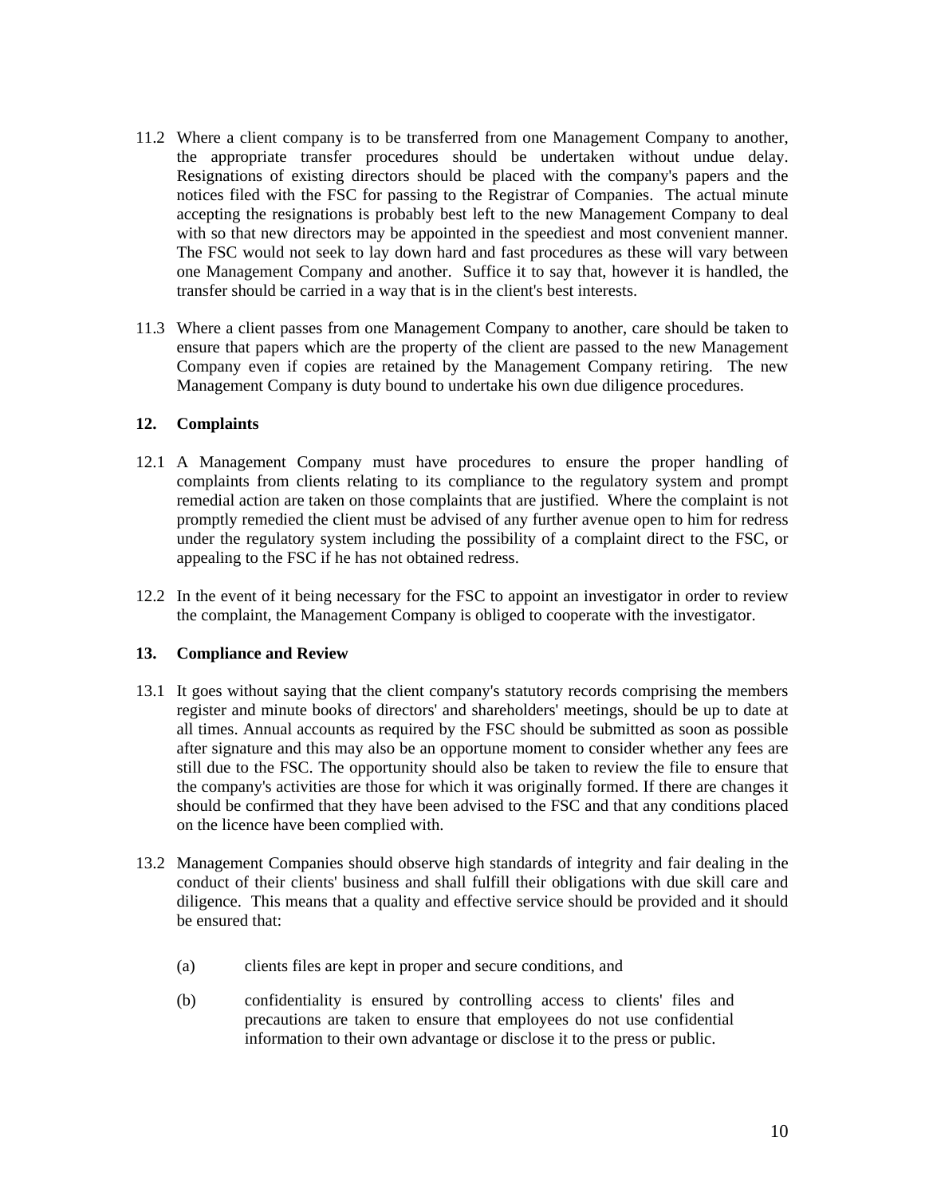11.2 Where a client company is to be transferred from one Management Company to another, the appropriate transfer procedures should be undertaken without undue delay. Resignations of existing directors should be placed with the company's papers and the notices filed with the FSC for passing to the Registrar of Companies. The actual minute accepting the resignations is probably best left to the new Management Company to deal with so that new directors may be appointed in the speediest and most convenient manner. The FSC would not seek to lay down hard and fast procedures as these will vary between one Management Company and another. Suffice it to say that, however it is handled, the transfer should be carried in a way that is in the client's best interests.

11.3 Where a client passes from one Management Company to another, care should be taken to ensure that papers which are the property of the client are passed to the new Management Company even if copies are retained by the Management Company retiring. The new Management Company is duty bound to undertake his own due diligence procedures.

## 12. Complaints

12.1 A Management Company must have procedures to ensure the proper handling of complaints from clients relating to its compliance to the regulatory system and prompt remedial action are taken on those complaints that are justified. Where the complaint is not promptly remedied the client must be advised of any further avenue open to him for redress under the regulatory system including the possibility of a complaint direct to the FSC, or appealing to the FSC if he has not obtained redress.

12.2 In the event of it being necessary for the FSC to appoint an investigator in order to review the complaint, the Management Company is obliged to cooperate with the investigator.

## 13. Compliance and Review

13.1 It goes without saying that the client company's statutory records comprising the members register and minute books of directors' and shareholders' meetings, should be up to date at all times. Annual accounts as required by the FSC should be submitted as soon as possible after signature and this may also be an opportune moment to consider whether any fees are still due to the FSC. The opportunity should also be taken to review the file to ensure that the company's activities are those for which it was originally formed. If there are changes it should be confirmed that they have been advised to the FSC and that any conditions placed on the licence have been complied with.

13.2 Management Companies should observe high standards of integrity and fair dealing in the conduct of their clients' business and shall fulfill their obligations with due skill care and diligence. This means that a quality and effective service should be provided and it should be ensured that:

(a) clients files are kept in proper and secure conditions, and

(b) confidentiality is ensured by controlling access to clients' files and precautions are taken to ensure that employees do not use confidential information to their own advantage or disclose it to the press or public.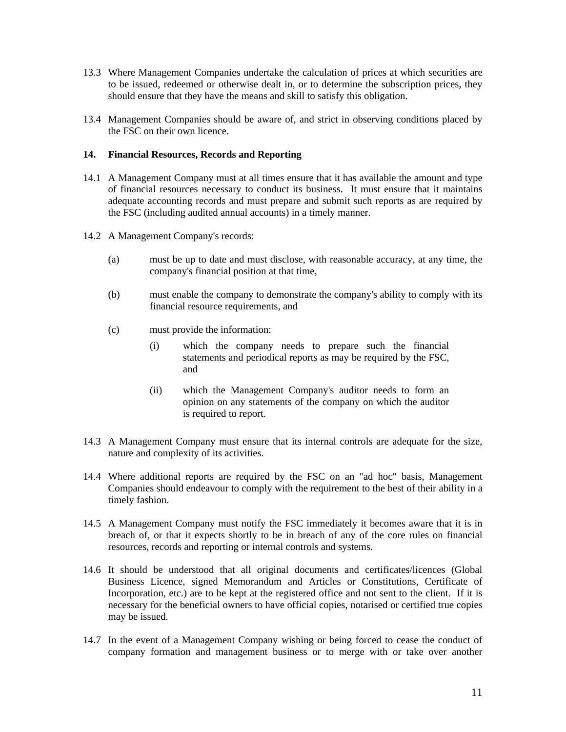13.3 Where Management Companies undertake the calculation of prices at which securities are to be issued, redeemed or otherwise dealt in, or to determine the subscription prices, they should ensure that they have the means and skill to satisfy this obligation.

13.4 Management Companies should be aware of, and strict in observing conditions placed by the FSC on their own licence.

**14. Financial Resources, Records and Reporting**

14.1 A Management Company must at all times ensure that it has available the amount and type of financial resources necessary to conduct its business. It must ensure that it maintains adequate accounting records and must prepare and submit such reports as are required by the FSC (including audited annual accounts) in a timely manner.

14.2 A Management Company's records:

(a) must be up to date and must disclose, with reasonable accuracy, at any time, the company's financial position at that time,

(b) must enable the company to demonstrate the company's ability to comply with its financial resource requirements, and

(c) must provide the information:

(i) which the company needs to prepare such the financial statements and periodical reports as may be required by the FSC, and

(ii) which the Management Company's auditor needs to form an opinion on any statements of the company on which the auditor is required to report.

14.3 A Management Company must ensure that its internal controls are adequate for the size, nature and complexity of its activities.

14.4 Where additional reports are required by the FSC on an "ad hoc" basis, Management Companies should endeavour to comply with the requirement to the best of their ability in a timely fashion.

14.5 A Management Company must notify the FSC immediately it becomes aware that it is in breach of, or that it expects shortly to be in breach of any of the core rules on financial resources, records and reporting or internal controls and systems.

14.6 It should be understood that all original documents and certificates/licences (Global Business Licence, signed Memorandum and Articles or Constitutions, Certificate of Incorporation, etc.) are to be kept at the registered office and not sent to the client. If it is necessary for the beneficial owners to have official copies, notarised or certified true copies may be issued.

14.7 In the event of a Management Company wishing or being forced to cease the conduct of company formation and management business or to merge with or take over another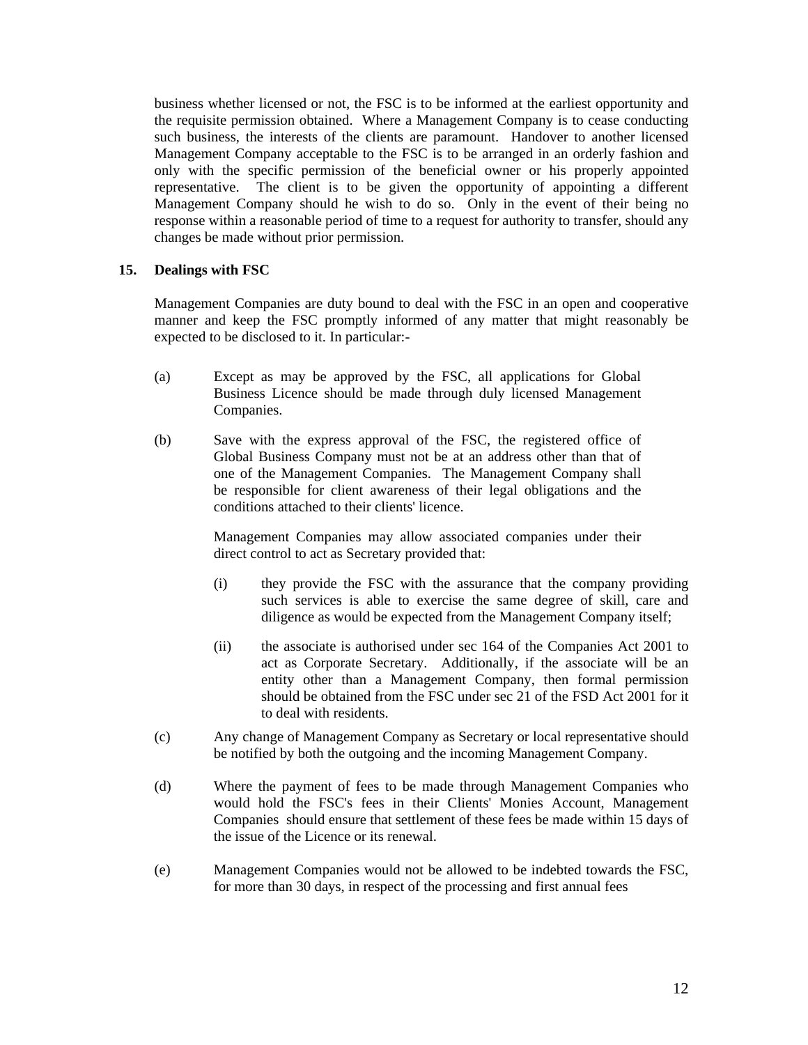business whether licensed or not, the FSC is to be informed at the earliest opportunity and the requisite permission obtained. Where a Management Company is to cease conducting such business, the interests of the clients are paramount. Handover to another licensed Management Company acceptable to the FSC is to be arranged in an orderly fashion and only with the specific permission of the beneficial owner or his properly appointed representative. The client is to be given the opportunity of appointing a different Management Company should he wish to do so. Only in the event of their being no response within a reasonable period of time to a request for authority to transfer, should any changes be made without prior permission.

**15. Dealings with FSC**

Management Companies are duty bound to deal with the FSC in an open and cooperative manner and keep the FSC promptly informed of any matter that might reasonably be expected to be disclosed to it. In particular:-

(a) Except as may be approved by the FSC, all applications for Global Business Licence should be made through duly licensed Management Companies.

(b) Save with the express approval of the FSC, the registered office of Global Business Company must not be at an address other than that of one of the Management Companies. The Management Company shall be responsible for client awareness of their legal obligations and the conditions attached to their clients' licence.

Management Companies may allow associated companies under their direct control to act as Secretary provided that:

(i) they provide the FSC with the assurance that the company providing such services is able to exercise the same degree of skill, care and diligence as would be expected from the Management Company itself;

(ii) the associate is authorised under sec 164 of the Companies Act 2001 to act as Corporate Secretary. Additionally, if the associate will be an entity other than a Management Company, then formal permission should be obtained from the FSC under sec 21 of the FSD Act 2001 for it to deal with residents.

(c) Any change of Management Company as Secretary or local representative should be notified by both the outgoing and the incoming Management Company.

(d) Where the payment of fees to be made through Management Companies who would hold the FSC's fees in their Clients' Monies Account, Management Companies should ensure that settlement of these fees be made within 15 days of the issue of the Licence or its renewal.

(e) Management Companies would not be allowed to be indebted towards the FSC, for more than 30 days, in respect of the processing and first annual fees